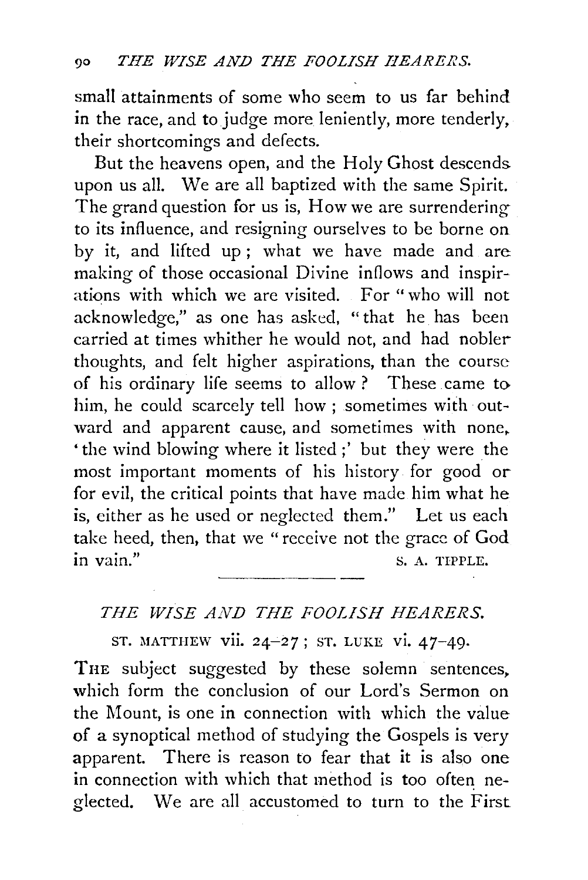small attainments of some who seem to us far behind in the race, and to judge more leniently, more tenderly, their shortcomings and defects.

But the heavens open, and the Holy Ghost descends upon us all. We are all baptized with the same Spirit. The grand question for us is, How we are surrendering to its influence, and resigning ourselves to be borne on by it, and lifted up; what we have made and are making of those occasional Divine inflows and inspirations with which we are visited. For "who will not acknowledge," as one has asked, "that he has been carried at times whither he would not, and had nobler thoughts, and felt higher aspirations, than the course of his ordinary life seems to allow? These came to him, he could scarcely tell how; sometimes with outward and apparent cause, and sometimes with none, 'the wind blowing where it listed;' but they were the most important moments of his history for good or for evil, the critical points that have made him what he is, either as he used or neglected them." Let us each take heed, then, that we "receive not the grace of God in vain."

S. A. TIPPLE.

---

## *THE WISE AND THE FOOLISH HEARERS.*

ST. MATTHEW vii. 24–27; ST. LUKE vi. 47–49.

THE subject suggested by these solemn sentences, which form the conclusion of our Lord's Sermon on the Mount, is one in connection with which the value of a synoptical method of studying the Gospels is very apparent. There is reason to fear that it is also one in connection with which that method is too often neglected. We are all accustomed to turn to the First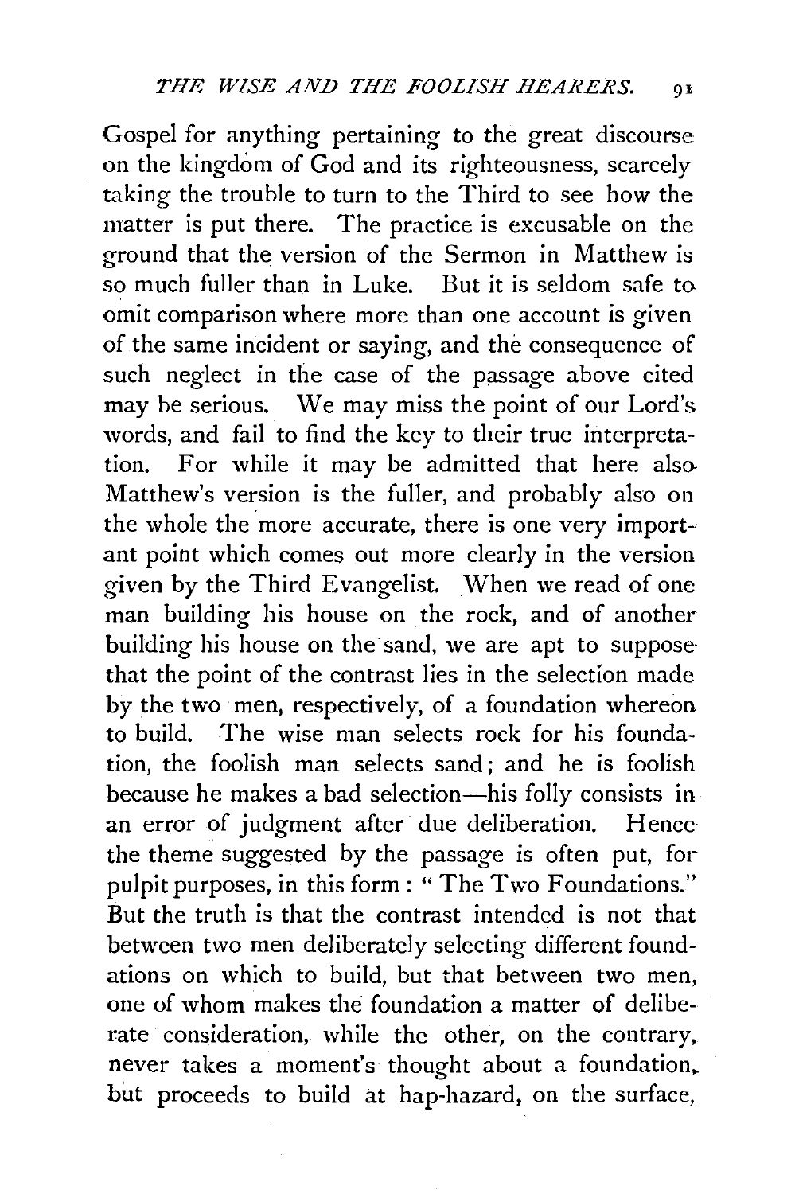Gospel for anything pertaining to the great discourse on the kingdom of God and its righteousness, scarcely taking the trouble to turn to the Third to see how the matter is put there. The practice is excusable on the ground that the version of the Sermon in Matthew is so much fuller than in Luke. But it is seldom safe to omit comparison where more than one account is given of the same incident or saying, and the consequence of such neglect in the case of the passage above cited may be serious. We may miss the point of our Lord's words, and fail to find the key to their true interpretation. For while it may be admitted that here also Matthew's version is the fuller, and probably also on the whole the more accurate, there is one very important point which comes out more clearly in the version given by the Third Evangelist. When we read of one man building his house on the rock, and of another building his house on the sand, we are apt to suppose that the point of the contrast lies in the selection made by the two men, respectively, of a foundation whereon to build. The wise man selects rock for his foundation, the foolish man selects sand; and he is foolish because he makes a bad selection—his folly consists in an error of judgment after due deliberation. Hence the theme suggested by the passage is often put, for pulpit purposes, in this form: "The Two Foundations." But the truth is that the contrast intended is not that between two men deliberately selecting different foundations on which to build, but that between two men, one of whom makes the foundation a matter of deliberate consideration, while the other, on the contrary, never takes a moment's thought about a foundation, but proceeds to build at hap-hazard, on the surface,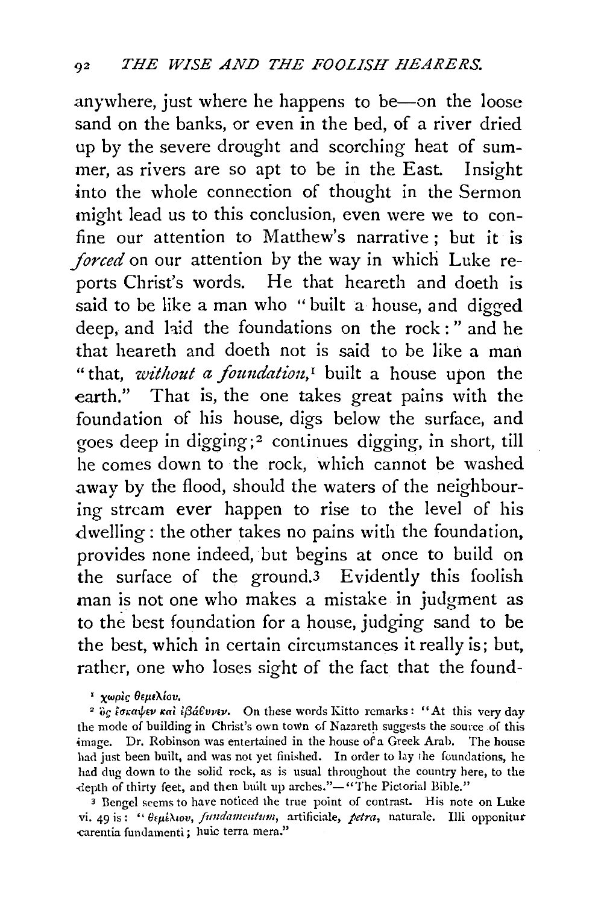anywhere, just where he happens to be—on the loose sand on the banks, or even in the bed, of a river dried up by the severe drought and scorching heat of summer, as rivers are so apt to be in the East. Insight into the whole connection of thought in the Sermon might lead us to this conclusion, even were we to confine our attention to Matthew's narrative; but it is *forced* on our attention by the way in which Luke reports Christ's words. He that heareth and doeth is said to be like a man who "built a house, and digged deep, and laid the foundations on the rock:" and he that heareth and doeth not is said to be like a man "that, *without a foundation*,[1] built a house upon the earth." That is, the one takes great pains with the foundation of his house, digs below the surface, and goes deep in digging;[2] continues digging, in short, till he comes down to the rock, which cannot be washed away by the flood, should the waters of the neighbouring stream ever happen to rise to the level of his dwelling: the other takes no pains with the foundation, provides none indeed, but begins at once to build on the surface of the ground.[3] Evidently this foolish man is not one who makes a mistake in judgment as to the best foundation for a house, judging sand to be the best, which in certain circumstances it really is; but, rather, one who loses sight of the fact that the found-

[1] χωρὶς θεμελίου.

[2] ὃς ἔσκαψεν καὶ ἐβάθυνεν. On these words Kitto remarks: "At this very day the mode of building in Christ's own town of Nazareth suggests the source of this image. Dr. Robinson was entertained in the house of a Greek Arab. The house had just been built, and was not yet finished. In order to lay the foundations, he had dug down to the solid rock, as is usual throughout the country here, to the depth of thirty feet, and then built up arches."—"The Pictorial Bible."

[3] Bengel seems to have noticed the true point of contrast. His note on Luke vi. 49 is: "θεμέλιον, *fundamentum*, artificiale, *petra*, naturale. Illi opponitur carentia fundamenti; huic terra mera."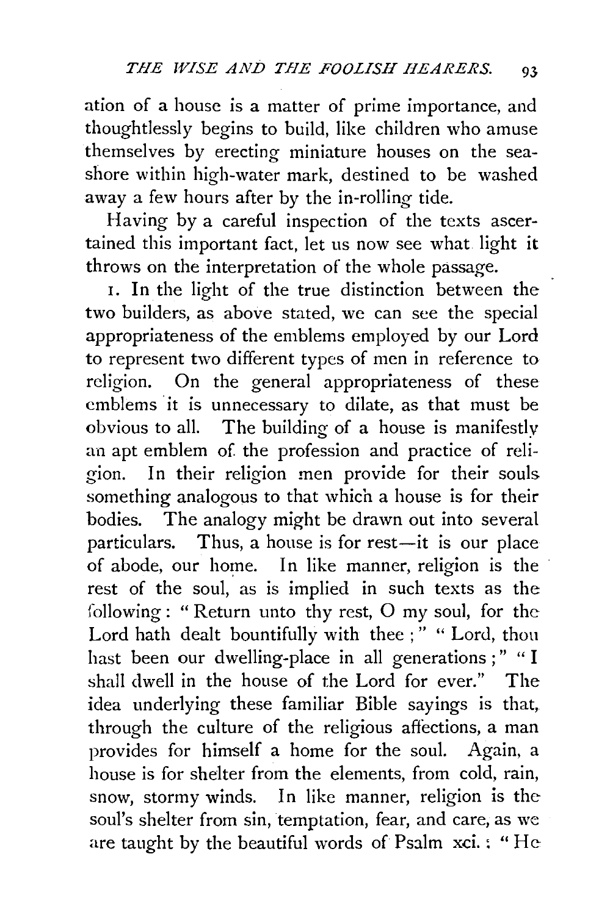ation of a house is a matter of prime importance, and thoughtlessly begins to build, like children who amuse themselves by erecting miniature houses on the seashore within high-water mark, destined to be washed away a few hours after by the in-rolling tide.

Having by a careful inspection of the texts ascertained this important fact, let us now see what light it throws on the interpretation of the whole passage.

1. In the light of the true distinction between the two builders, as above stated, we can see the special appropriateness of the emblems employed by our Lord to represent two different types of men in reference to religion. On the general appropriateness of these emblems it is unnecessary to dilate, as that must be obvious to all. The building of a house is manifestly an apt emblem of the profession and practice of religion. In their religion men provide for their souls something analogous to that which a house is for their bodies. The analogy might be drawn out into several particulars. Thus, a house is for rest—it is our place of abode, our home. In like manner, religion is the rest of the soul, as is implied in such texts as the following: "Return unto thy rest, O my soul, for the Lord hath dealt bountifully with thee;" "Lord, thou hast been our dwelling-place in all generations;" "I shall dwell in the house of the Lord for ever." The idea underlying these familiar Bible sayings is that, through the culture of the religious affections, a man provides for himself a home for the soul. Again, a house is for shelter from the elements, from cold, rain, snow, stormy winds. In like manner, religion is the soul's shelter from sin, temptation, fear, and care, as we are taught by the beautiful words of Psalm xci.: "He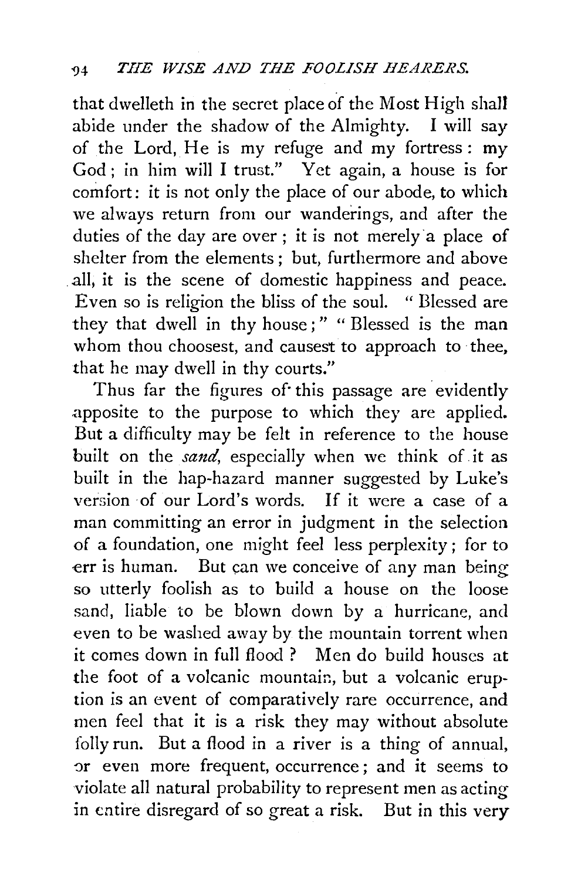that dwelleth in the secret place of the Most High shall abide under the shadow of the Almighty. I will say of the Lord, He is my refuge and my fortress: my God; in him will I trust." Yet again, a house is for comfort: it is not only the place of our abode, to which we always return from our wanderings, and after the duties of the day are over; it is not merely a place of shelter from the elements; but, furthermore and above all, it is the scene of domestic happiness and peace. Even so is religion the bliss of the soul. "Blessed are they that dwell in thy house;" "Blessed is the man whom thou choosest, and causest to approach to thee, that he may dwell in thy courts."

Thus far the figures of this passage are evidently apposite to the purpose to which they are applied. But a difficulty may be felt in reference to the house built on the *sand*, especially when we think of it as built in the hap-hazard manner suggested by Luke's version of our Lord's words. If it were a case of a man committing an error in judgment in the selection of a foundation, one might feel less perplexity; for to err is human. But can we conceive of any man being so utterly foolish as to build a house on the loose sand, liable to be blown down by a hurricane, and even to be washed away by the mountain torrent when it comes down in full flood? Men do build houses at the foot of a volcanic mountain, but a volcanic eruption is an event of comparatively rare occurrence, and men feel that it is a risk they may without absolute folly run. But a flood in a river is a thing of annual, or even more frequent, occurrence; and it seems to violate all natural probability to represent men as acting in entire disregard of so great a risk. But in this very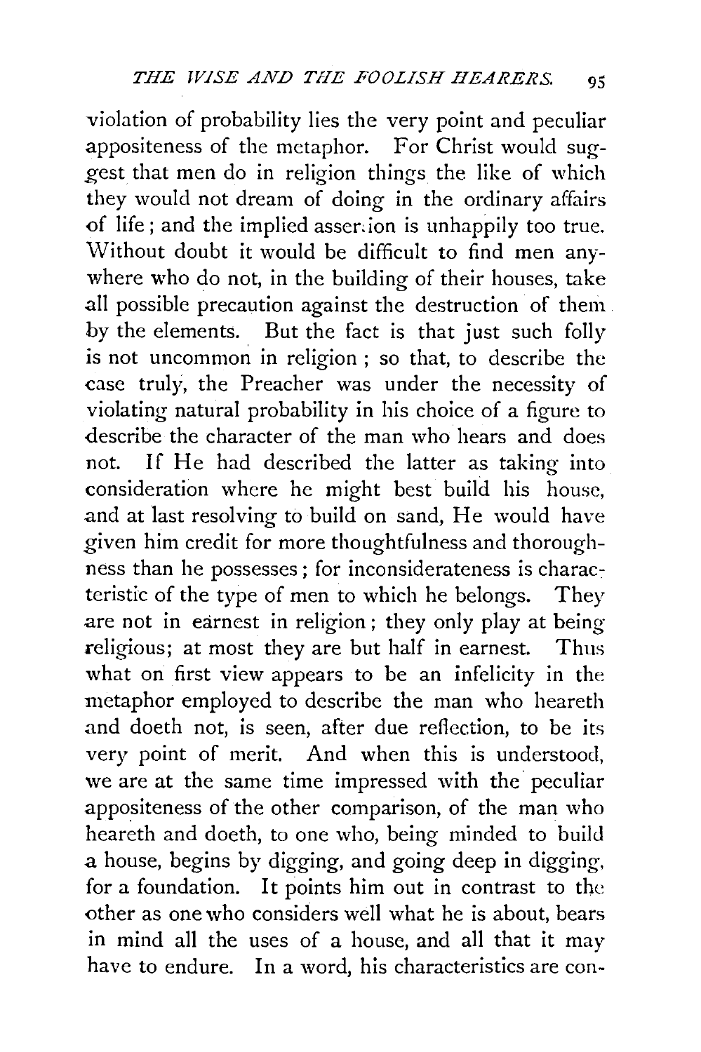violation of probability lies the very point and peculiar appositeness of the metaphor. For Christ would suggest that men do in religion things the like of which they would not dream of doing in the ordinary affairs of life; and the implied assertion is unhappily too true. Without doubt it would be difficult to find men anywhere who do not, in the building of their houses, take all possible precaution against the destruction of them by the elements. But the fact is that just such folly is not uncommon in religion; so that, to describe the case truly, the Preacher was under the necessity of violating natural probability in his choice of a figure to describe the character of the man who hears and does not. If He had described the latter as taking into consideration where he might best build his house, and at last resolving to build on sand, He would have given him credit for more thoughtfulness and thoroughness than he possesses; for inconsiderateness is characteristic of the type of men to which he belongs. They are not in earnest in religion; they only play at being religious; at most they are but half in earnest. Thus what on first view appears to be an infelicity in the metaphor employed to describe the man who heareth and doeth not, is seen, after due reflection, to be its very point of merit. And when this is understood, we are at the same time impressed with the peculiar appositeness of the other comparison, of the man who heareth and doeth, to one who, being minded to build a house, begins by digging, and going deep in digging, for a foundation. It points him out in contrast to the other as one who considers well what he is about, bears in mind all the uses of a house, and all that it may have to endure. In a word, his characteristics are con-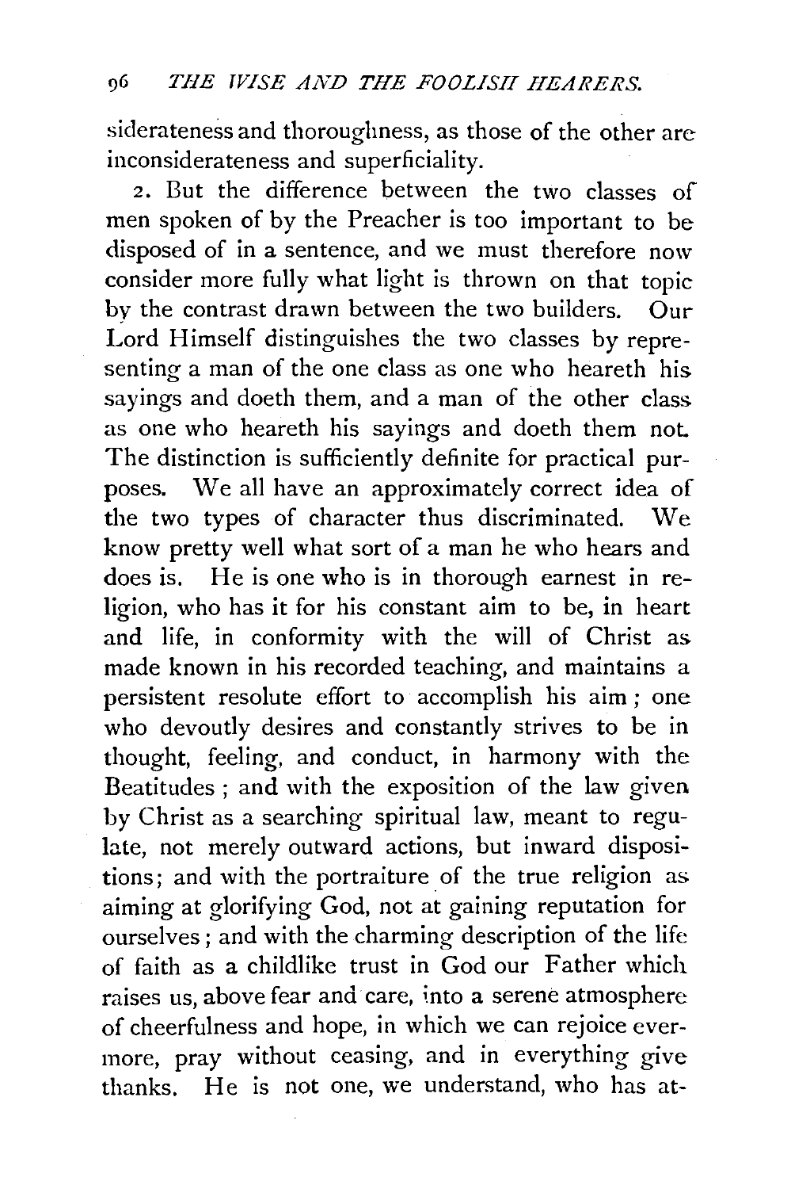siderateness and thoroughness, as those of the other are inconsiderateness and superficiality.

2. But the difference between the two classes of men spoken of by the Preacher is too important to be disposed of in a sentence, and we must therefore now consider more fully what light is thrown on that topic by the contrast drawn between the two builders. Our Lord Himself distinguishes the two classes by representing a man of the one class as one who heareth his sayings and doeth them, and a man of the other class as one who heareth his sayings and doeth them not. The distinction is sufficiently definite for practical purposes. We all have an approximately correct idea of the two types of character thus discriminated. We know pretty well what sort of a man he who hears and does is. He is one who is in thorough earnest in religion, who has it for his constant aim to be, in heart and life, in conformity with the will of Christ as made known in his recorded teaching, and maintains a persistent resolute effort to accomplish his aim; one who devoutly desires and constantly strives to be in thought, feeling, and conduct, in harmony with the Beatitudes; and with the exposition of the law given by Christ as a searching spiritual law, meant to regulate, not merely outward actions, but inward dispositions; and with the portraiture of the true religion as aiming at glorifying God, not at gaining reputation for ourselves; and with the charming description of the life of faith as a childlike trust in God our Father which raises us, above fear and care, into a serene atmosphere of cheerfulness and hope, in which we can rejoice evermore, pray without ceasing, and in everything give thanks. He is not one, we understand, who has at-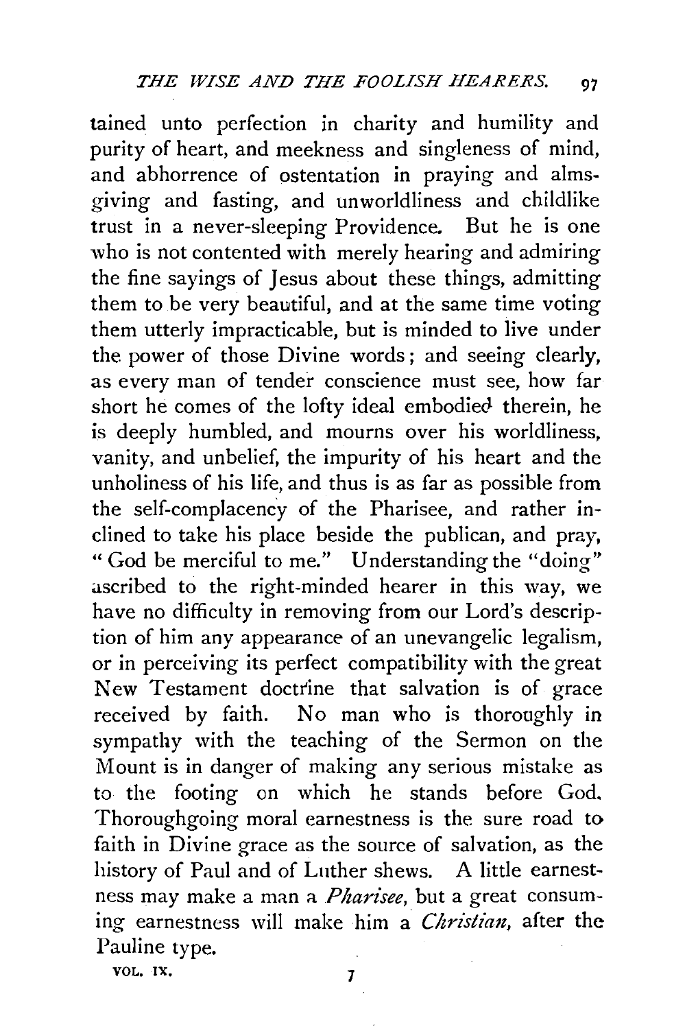tained unto perfection in charity and humility and purity of heart, and meekness and singleness of mind, and abhorrence of ostentation in praying and almsgiving and fasting, and unworldliness and childlike trust in a never-sleeping Providence. But he is one who is not contented with merely hearing and admiring the fine sayings of Jesus about these things, admitting them to be very beautiful, and at the same time voting them utterly impracticable, but is minded to live under the power of those Divine words; and seeing clearly, as every man of tender conscience must see, how far short he comes of the lofty ideal embodied therein, he is deeply humbled, and mourns over his worldliness, vanity, and unbelief, the impurity of his heart and the unholiness of his life, and thus is as far as possible from the self-complacency of the Pharisee, and rather inclined to take his place beside the publican, and pray, "God be merciful to me." Understanding the "doing" ascribed to the right-minded hearer in this way, we have no difficulty in removing from our Lord's description of him any appearance of an unevangelic legalism, or in perceiving its perfect compatibility with the great New Testament doctrine that salvation is of grace received by faith. No man who is thoroughly in sympathy with the teaching of the Sermon on the Mount is in danger of making any serious mistake as to the footing on which he stands before God. Thoroughgoing moral earnestness is the sure road to faith in Divine grace as the source of salvation, as the history of Paul and of Luther shews. A little earnestness may make a man a *Pharisee*, but a great consuming earnestness will make him a *Christian*, after the Pauline type.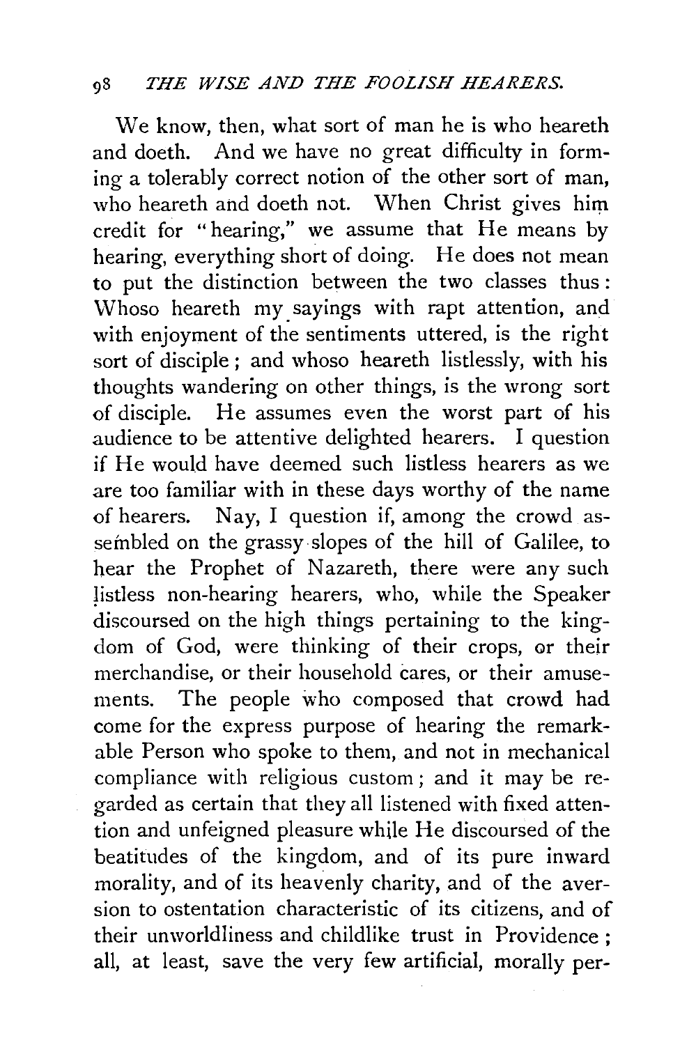We know, then, what sort of man he is who heareth and doeth. And we have no great difficulty in forming a tolerably correct notion of the other sort of man, who heareth and doeth not. When Christ gives him credit for "hearing," we assume that He means by hearing, everything short of doing. He does not mean to put the distinction between the two classes thus: Whoso heareth my sayings with rapt attention, and with enjoyment of the sentiments uttered, is the right sort of disciple; and whoso heareth listlessly, with his thoughts wandering on other things, is the wrong sort of disciple. He assumes even the worst part of his audience to be attentive delighted hearers. I question if He would have deemed such listless hearers as we are too familiar with in these days worthy of the name of hearers. Nay, I question if, among the crowd assembled on the grassy slopes of the hill of Galilee, to hear the Prophet of Nazareth, there were any such listless non-hearing hearers, who, while the Speaker discoursed on the high things pertaining to the kingdom of God, were thinking of their crops, or their merchandise, or their household cares, or their amusements. The people who composed that crowd had come for the express purpose of hearing the remarkable Person who spoke to them, and not in mechanical compliance with religious custom; and it may be regarded as certain that they all listened with fixed attention and unfeigned pleasure while He discoursed of the beatitudes of the kingdom, and of its pure inward morality, and of its heavenly charity, and of the aversion to ostentation characteristic of its citizens, and of their unworldliness and childlike trust in Providence; all, at least, save the very few artificial, morally per-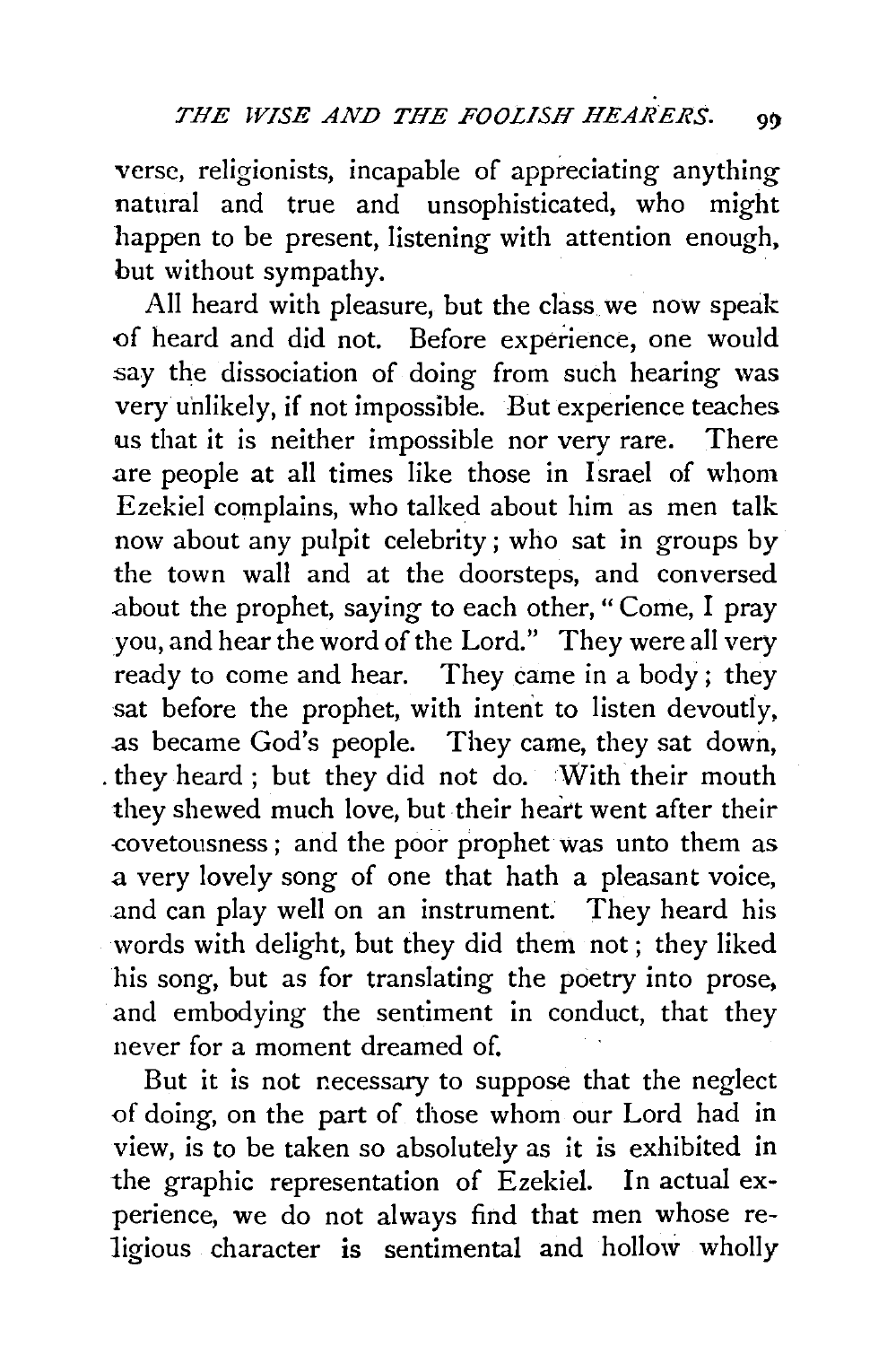verse, religionists, incapable of appreciating anything natural and true and unsophisticated, who might happen to be present, listening with attention enough, but without sympathy.

All heard with pleasure, but the class we now speak of heard and did not. Before experience, one would say the dissociation of doing from such hearing was very unlikely, if not impossible. But experience teaches us that it is neither impossible nor very rare. There are people at all times like those in Israel of whom Ezekiel complains, who talked about him as men talk now about any pulpit celebrity; who sat in groups by the town wall and at the doorsteps, and conversed about the prophet, saying to each other, "Come, I pray you, and hear the word of the Lord." They were all very ready to come and hear. They came in a body; they sat before the prophet, with intent to listen devoutly, as became God's people. They came, they sat down, they heard; but they did not do. With their mouth they shewed much love, but their heart went after their covetousness; and the poor prophet was unto them as a very lovely song of one that hath a pleasant voice, and can play well on an instrument. They heard his words with delight, but they did them not; they liked his song, but as for translating the poetry into prose, and embodying the sentiment in conduct, that they never for a moment dreamed of.

But it is not necessary to suppose that the neglect of doing, on the part of those whom our Lord had in view, is to be taken so absolutely as it is exhibited in the graphic representation of Ezekiel. In actual experience, we do not always find that men whose religious character is sentimental and hollow wholly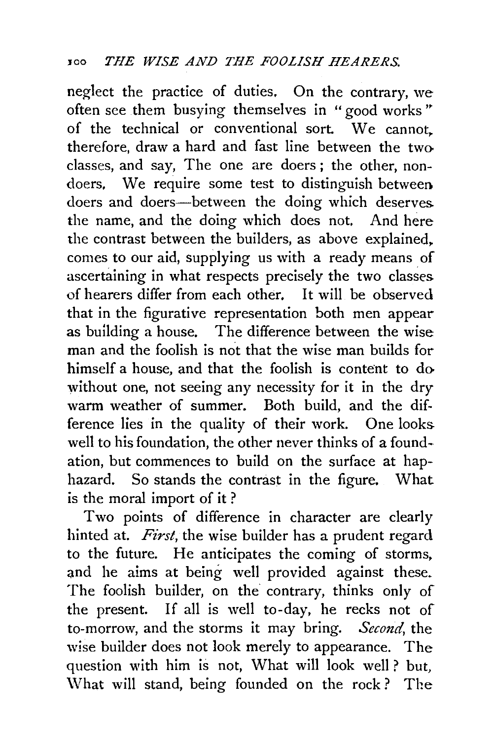neglect the practice of duties. On the contrary, we often see them busying themselves in "good works" of the technical or conventional sort. We cannot, therefore, draw a hard and fast line between the two classes, and say, The one are doers; the other, non-doers. We require some test to distinguish between doers and doers—between the doing which deserves the name, and the doing which does not. And here the contrast between the builders, as above explained, comes to our aid, supplying us with a ready means of ascertaining in what respects precisely the two classes of hearers differ from each other. It will be observed that in the figurative representation both men appear as building a house. The difference between the wise man and the foolish is not that the wise man builds for himself a house, and that the foolish is content to do without one, not seeing any necessity for it in the dry warm weather of summer. Both build, and the difference lies in the quality of their work. One looks well to his foundation, the other never thinks of a foundation, but commences to build on the surface at haphazard. So stands the contrast in the figure. What is the moral import of it?

Two points of difference in character are clearly hinted at. *First*, the wise builder has a prudent regard to the future. He anticipates the coming of storms, and he aims at being well provided against these. The foolish builder, on the contrary, thinks only of the present. If all is well to-day, he recks not of to-morrow, and the storms it may bring. *Second*, the wise builder does not look merely to appearance. The question with him is not, What will look well? but, What will stand, being founded on the rock? The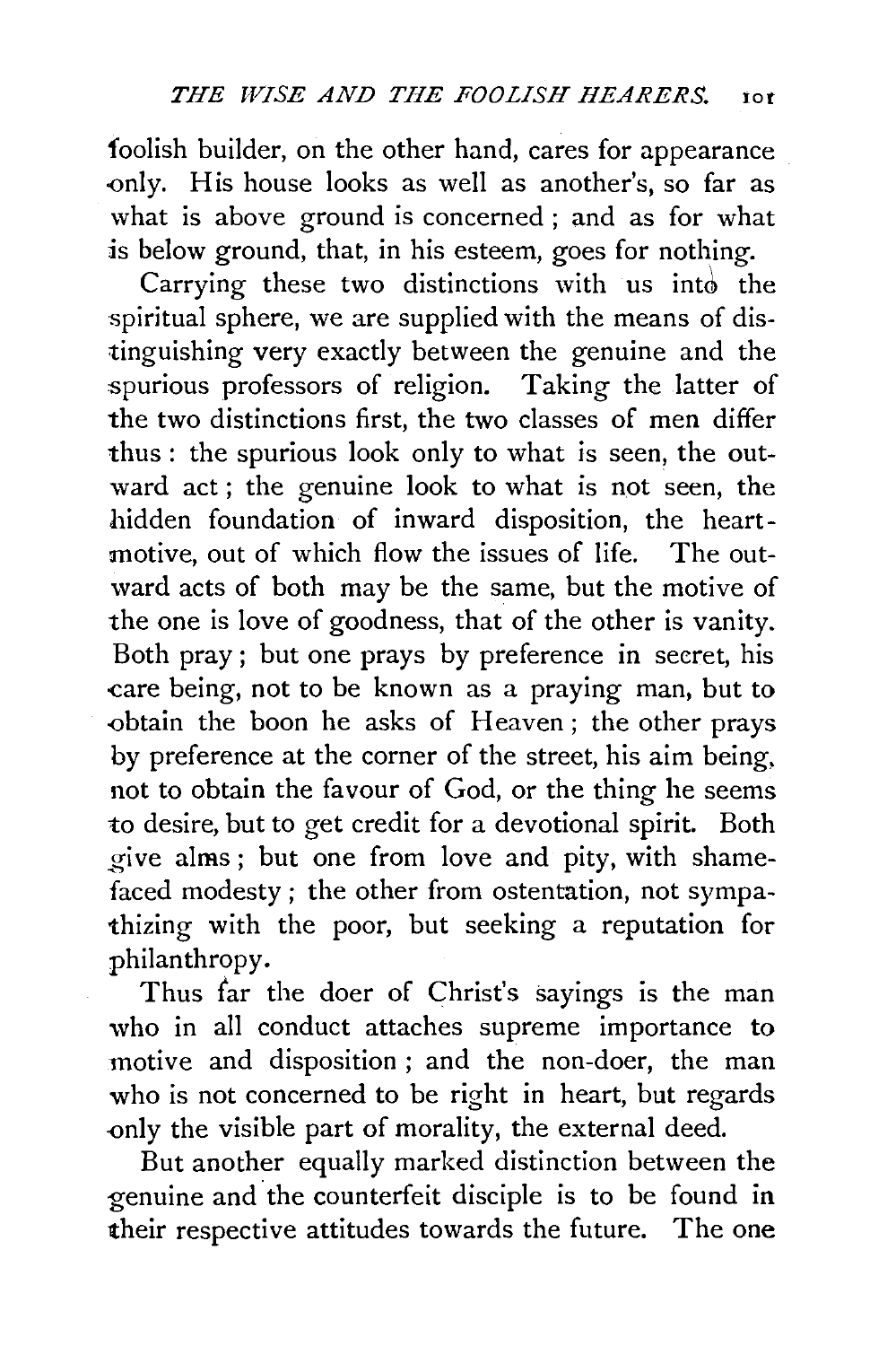foolish builder, on the other hand, cares for appearance only. His house looks as well as another's, so far as what is above ground is concerned; and as for what is below ground, that, in his esteem, goes for nothing.

Carrying these two distinctions with us into the spiritual sphere, we are supplied with the means of distinguishing very exactly between the genuine and the spurious professors of religion. Taking the latter of the two distinctions first, the two classes of men differ thus: the spurious look only to what is seen, the outward act; the genuine look to what is not seen, the hidden foundation of inward disposition, the heart-motive, out of which flow the issues of life. The outward acts of both may be the same, but the motive of the one is love of goodness, that of the other is vanity. Both pray; but one prays by preference in secret, his care being, not to be known as a praying man, but to obtain the boon he asks of Heaven; the other prays by preference at the corner of the street, his aim being, not to obtain the favour of God, or the thing he seems to desire, but to get credit for a devotional spirit. Both give alms; but one from love and pity, with shamefaced modesty; the other from ostentation, not sympathizing with the poor, but seeking a reputation for philanthropy.

Thus far the doer of Christ's sayings is the man who in all conduct attaches supreme importance to motive and disposition; and the non-doer, the man who is not concerned to be right in heart, but regards only the visible part of morality, the external deed.

But another equally marked distinction between the genuine and the counterfeit disciple is to be found in their respective attitudes towards the future. The one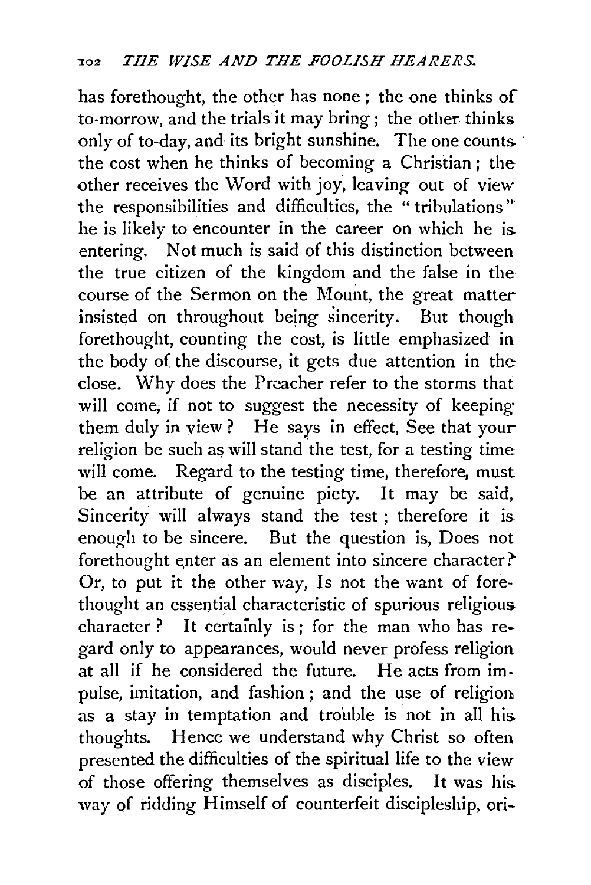has forethought, the other has none; the one thinks of to-morrow, and the trials it may bring; the other thinks only of to-day, and its bright sunshine. The one counts the cost when he thinks of becoming a Christian; the other receives the Word with joy, leaving out of view the responsibilities and difficulties, the "tribulations" he is likely to encounter in the career on which he is entering. Not much is said of this distinction between the true citizen of the kingdom and the false in the course of the Sermon on the Mount, the great matter insisted on throughout being sincerity. But though forethought, counting the cost, is little emphasized in the body of the discourse, it gets due attention in the close. Why does the Preacher refer to the storms that will come, if not to suggest the necessity of keeping them duly in view? He says in effect, See that your religion be such as will stand the test, for a testing time will come. Regard to the testing time, therefore, must be an attribute of genuine piety. It may be said, Sincerity will always stand the test; therefore it is enough to be sincere. But the question is, Does not forethought enter as an element into sincere character? Or, to put it the other way, Is not the want of forethought an essential characteristic of spurious religious character? It certainly is; for the man who has regard only to appearances, would never profess religion at all if he considered the future. He acts from impulse, imitation, and fashion; and the use of religion as a stay in temptation and trouble is not in all his thoughts. Hence we understand why Christ so often presented the difficulties of the spiritual life to the view of those offering themselves as disciples. It was his way of ridding Himself of counterfeit discipleship, ori-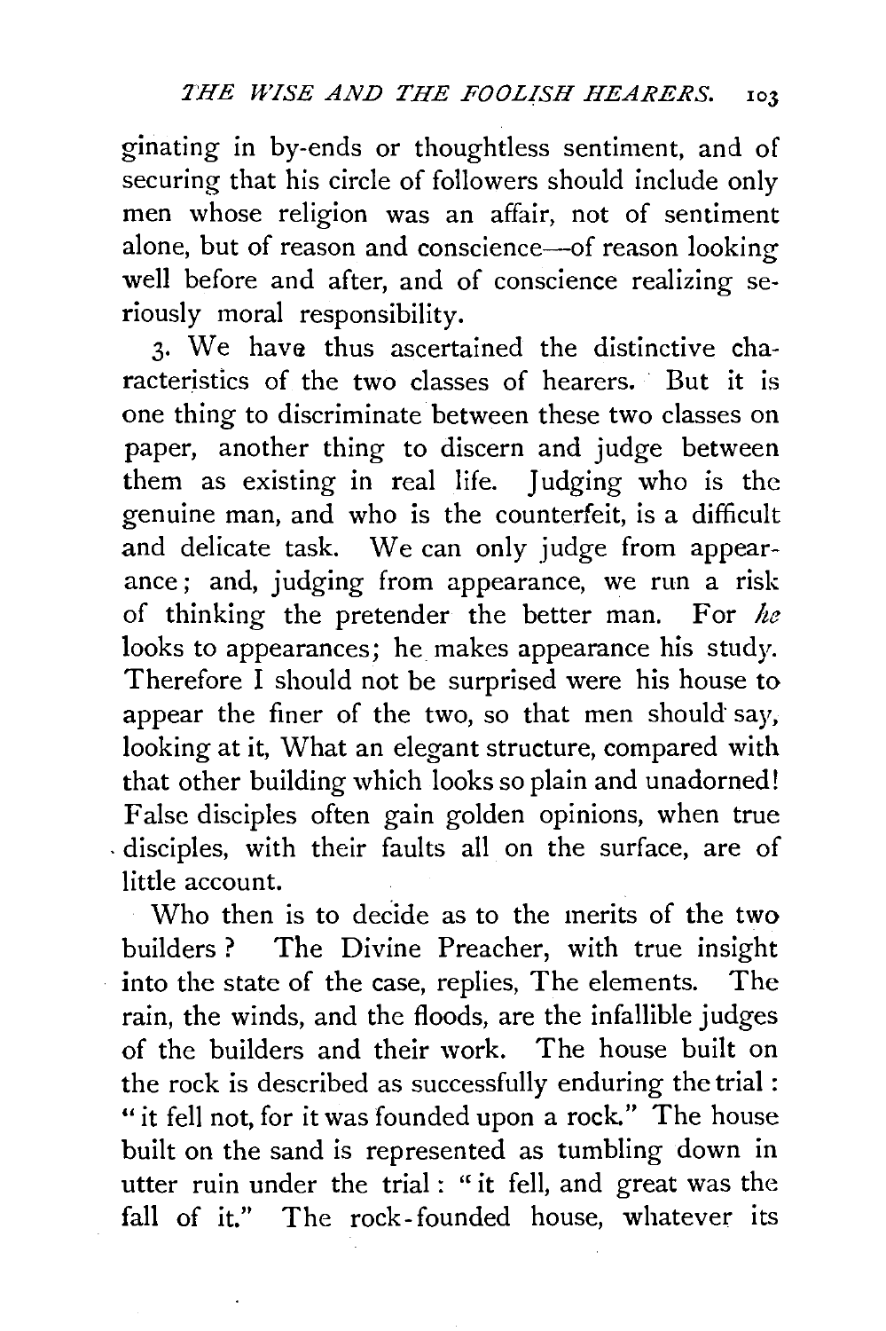ginating in by-ends or thoughtless sentiment, and of securing that his circle of followers should include only men whose religion was an affair, not of sentiment alone, but of reason and conscience—of reason looking well before and after, and of conscience realizing seriously moral responsibility.

3. We have thus ascertained the distinctive characteristics of the two classes of hearers. But it is one thing to discriminate between these two classes on paper, another thing to discern and judge between them as existing in real life. Judging who is the genuine man, and who is the counterfeit, is a difficult and delicate task. We can only judge from appearance; and, judging from appearance, we run a risk of thinking the pretender the better man. For *he* looks to appearances; he makes appearance his study. Therefore I should not be surprised were his house to appear the finer of the two, so that men should say, looking at it, What an elegant structure, compared with that other building which looks so plain and unadorned! False disciples often gain golden opinions, when true disciples, with their faults all on the surface, are of little account.

Who then is to decide as to the merits of the two builders? The Divine Preacher, with true insight into the state of the case, replies, The elements. The rain, the winds, and the floods, are the infallible judges of the builders and their work. The house built on the rock is described as successfully enduring the trial: "it fell not, for it was founded upon a rock." The house built on the sand is represented as tumbling down in utter ruin under the trial: "it fell, and great was the fall of it." The rock-founded house, whatever its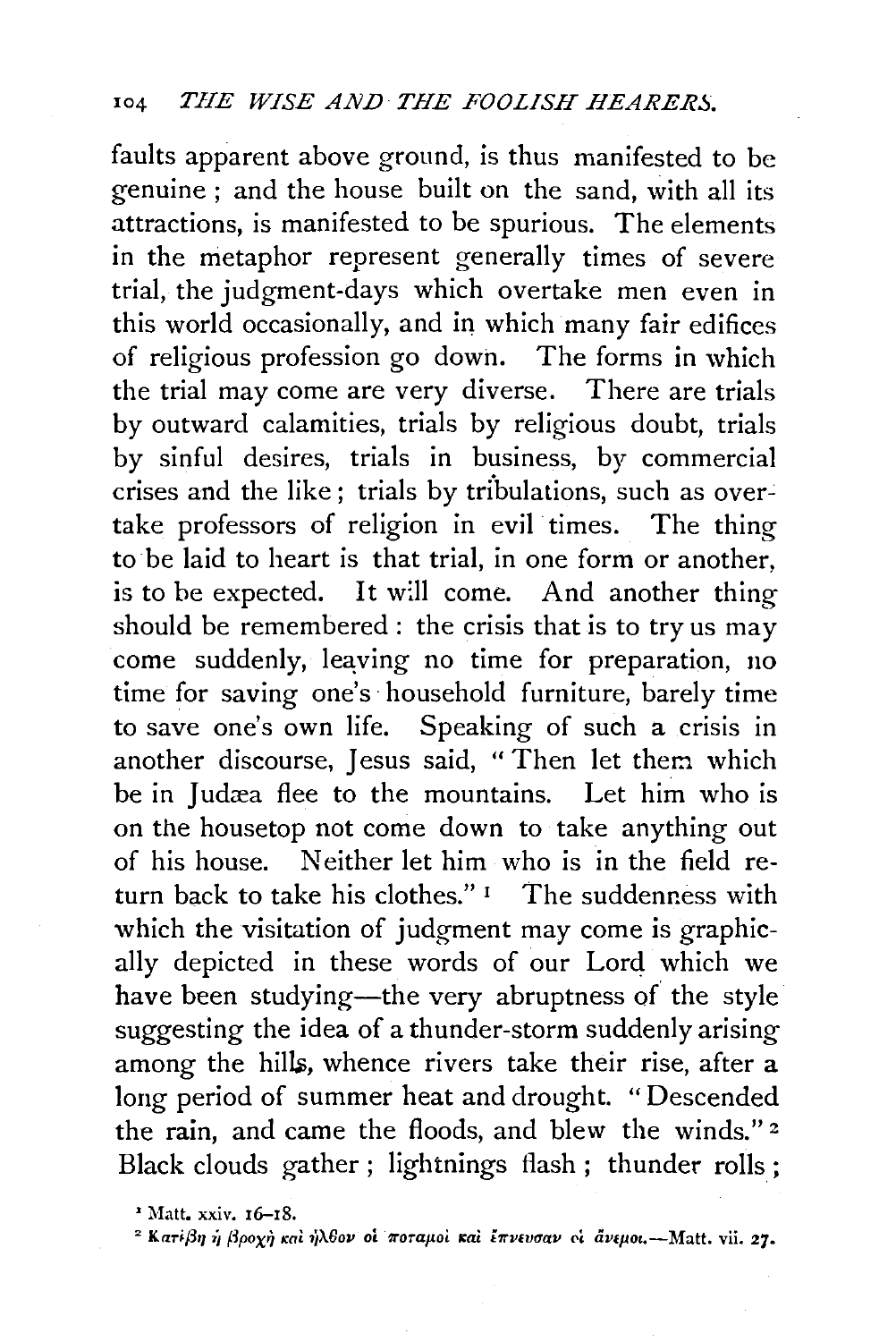faults apparent above ground, is thus manifested to be genuine; and the house built on the sand, with all its attractions, is manifested to be spurious. The elements in the metaphor represent generally times of severe trial, the judgment-days which overtake men even in this world occasionally, and in which many fair edifices of religious profession go down. The forms in which the trial may come are very diverse. There are trials by outward calamities, trials by religious doubt, trials by sinful desires, trials in business, by commercial crises and the like; trials by tribulations, such as overtake professors of religion in evil times. The thing to be laid to heart is that trial, in one form or another, is to be expected. It will come. And another thing should be remembered: the crisis that is to try us may come suddenly, leaving no time for preparation, no time for saving one's household furniture, barely time to save one's own life. Speaking of such a crisis in another discourse, Jesus said, "Then let them which be in Judæa flee to the mountains. Let him who is on the housetop not come down to take anything out of his house. Neither let him who is in the field return back to take his clothes." [1] The suddenness with which the visitation of judgment may come is graphically depicted in these words of our Lord which we have been studying—the very abruptness of the style suggesting the idea of a thunder-storm suddenly arising among the hills, whence rivers take their rise, after a long period of summer heat and drought. "Descended the rain, and came the floods, and blew the winds." [2] Black clouds gather; lightnings flash; thunder rolls;

[1] Matt. xxiv. 16–18.

[2] Κατέβη ἡ βροχὴ καὶ ἦλθον οἱ ποταμοὶ καὶ ἔπνευσαν οἱ ἄνεμοι.—Matt. vii. 27.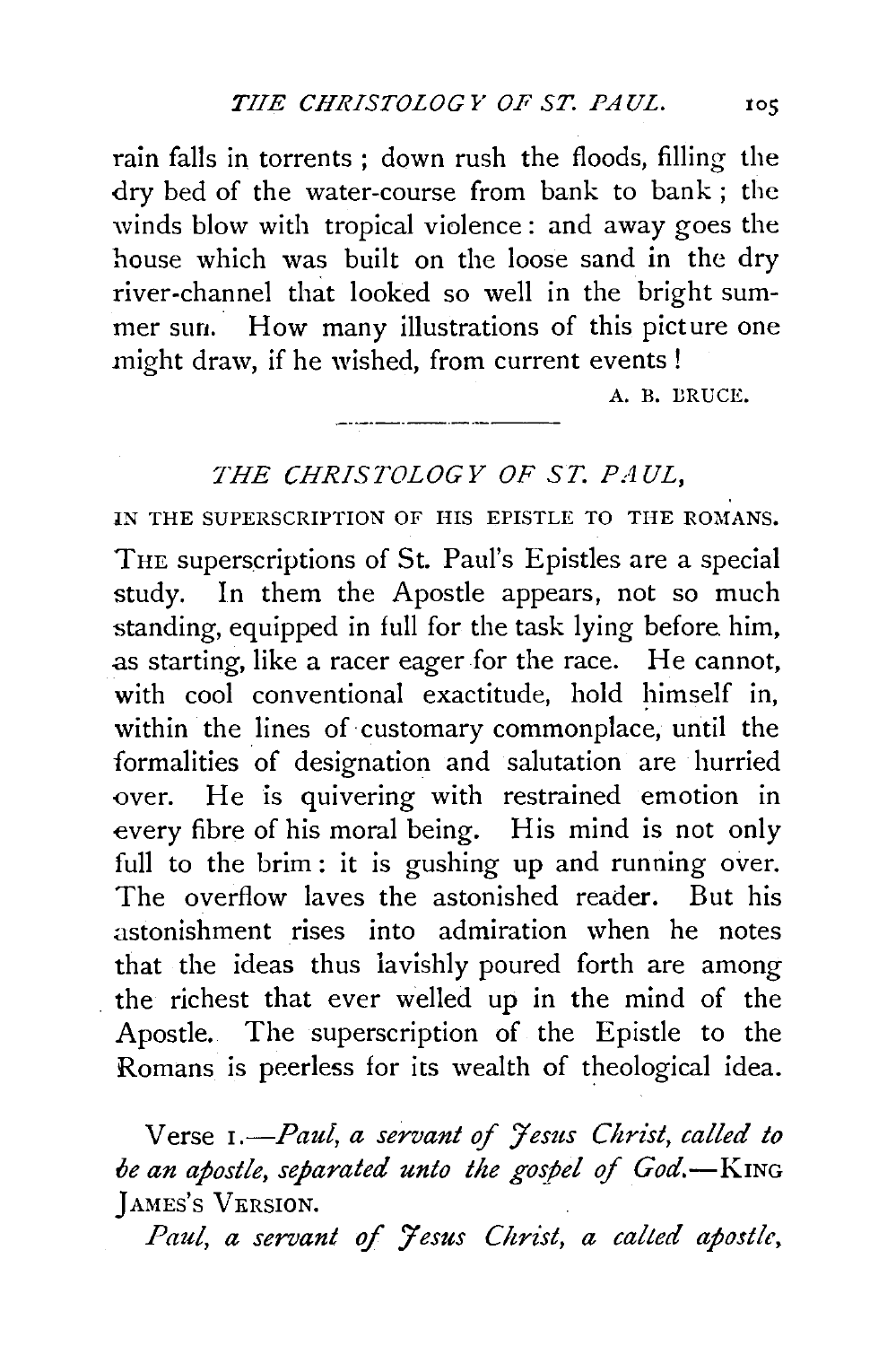rain falls in torrents ; down rush the floods, filling the dry bed of the water-course from bank to bank ; the winds blow with tropical violence : and away goes the house which was built on the loose sand in the dry river-channel that looked so well in the bright summer sun. How many illustrations of this picture one might draw, if he wished, from current events !

A. B. BRUCE.

---

## *THE CHRISTOLOGY OF ST. PAUL,*

### IN THE SUPERSCRIPTION OF HIS EPISTLE TO THE ROMANS.

THE superscriptions of St. Paul's Epistles are a special study. In them the Apostle appears, not so much standing, equipped in full for the task lying before him, as starting, like a racer eager for the race. He cannot, with cool conventional exactitude, hold himself in, within the lines of customary commonplace, until the formalities of designation and salutation are hurried over. He is quivering with restrained emotion in every fibre of his moral being. His mind is not only full to the brim : it is gushing up and running over. The overflow laves the astonished reader. But his astonishment rises into admiration when he notes that the ideas thus lavishly poured forth are among the richest that ever welled up in the mind of the Apostle. The superscription of the Epistle to the Romans is peerless for its wealth of theological idea.

Verse 1.—*Paul, a servant of Jesus Christ, called to be an apostle, separated unto the gospel of God.*—KING JAMES'S VERSION.

*Paul, a servant of Jesus Christ, a called apostle,*